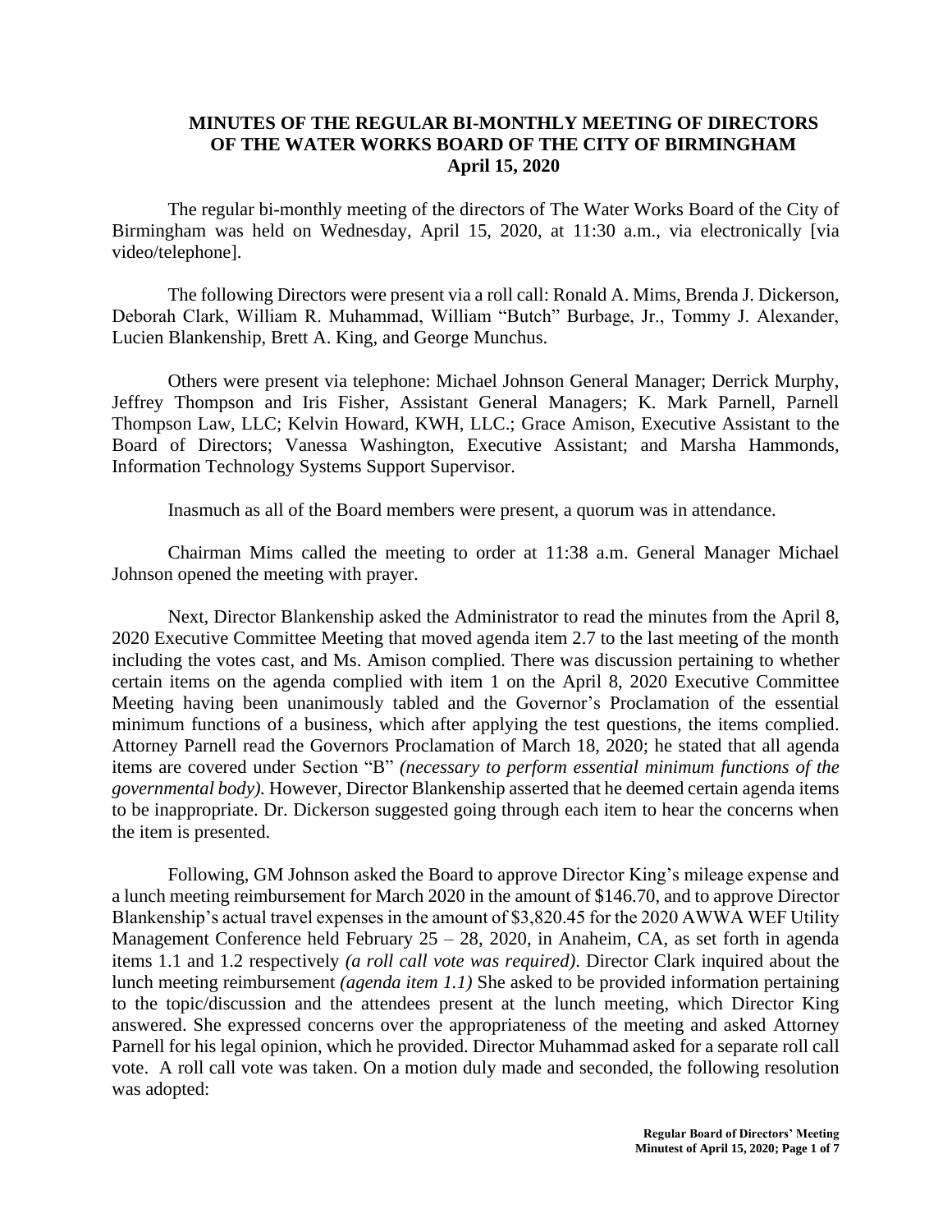**MINUTES OF THE REGULAR BI-MONTHLY MEETING OF DIRECTORS OF THE WATER WORKS BOARD OF THE CITY OF BIRMINGHAM**
**April 15, 2020**

The regular bi-monthly meeting of the directors of The Water Works Board of the City of Birmingham was held on Wednesday, April 15, 2020, at 11:30 a.m., via electronically [via video/telephone].

The following Directors were present via a roll call: Ronald A. Mims, Brenda J. Dickerson, Deborah Clark, William R. Muhammad, William "Butch" Burbage, Jr., Tommy J. Alexander, Lucien Blankenship, Brett A. King, and George Munchus.

Others were present via telephone: Michael Johnson General Manager; Derrick Murphy, Jeffrey Thompson and Iris Fisher, Assistant General Managers; K. Mark Parnell, Parnell Thompson Law, LLC; Kelvin Howard, KWH, LLC.; Grace Amison, Executive Assistant to the Board of Directors; Vanessa Washington, Executive Assistant; and Marsha Hammonds, Information Technology Systems Support Supervisor.

Inasmuch as all of the Board members were present, a quorum was in attendance.

Chairman Mims called the meeting to order at 11:38 a.m. General Manager Michael Johnson opened the meeting with prayer.

Next, Director Blankenship asked the Administrator to read the minutes from the April 8, 2020 Executive Committee Meeting that moved agenda item 2.7 to the last meeting of the month including the votes cast, and Ms. Amison complied. There was discussion pertaining to whether certain items on the agenda complied with item 1 on the April 8, 2020 Executive Committee Meeting having been unanimously tabled and the Governor's Proclamation of the essential minimum functions of a business, which after applying the test questions, the items complied. Attorney Parnell read the Governors Proclamation of March 18, 2020; he stated that all agenda items are covered under Section "B" *(necessary to perform essential minimum functions of the governmental body).* However, Director Blankenship asserted that he deemed certain agenda items to be inappropriate. Dr. Dickerson suggested going through each item to hear the concerns when the item is presented.

Following, GM Johnson asked the Board to approve Director King's mileage expense and a lunch meeting reimbursement for March 2020 in the amount of $146.70, and to approve Director Blankenship's actual travel expenses in the amount of $3,820.45 for the 2020 AWWA WEF Utility Management Conference held February 25 – 28, 2020, in Anaheim, CA, as set forth in agenda items 1.1 and 1.2 respectively *(a roll call vote was required)*. Director Clark inquired about the lunch meeting reimbursement *(agenda item 1.1)* She asked to be provided information pertaining to the topic/discussion and the attendees present at the lunch meeting, which Director King answered. She expressed concerns over the appropriateness of the meeting and asked Attorney Parnell for his legal opinion, which he provided. Director Muhammad asked for a separate roll call vote. A roll call vote was taken. On a motion duly made and seconded, the following resolution was adopted: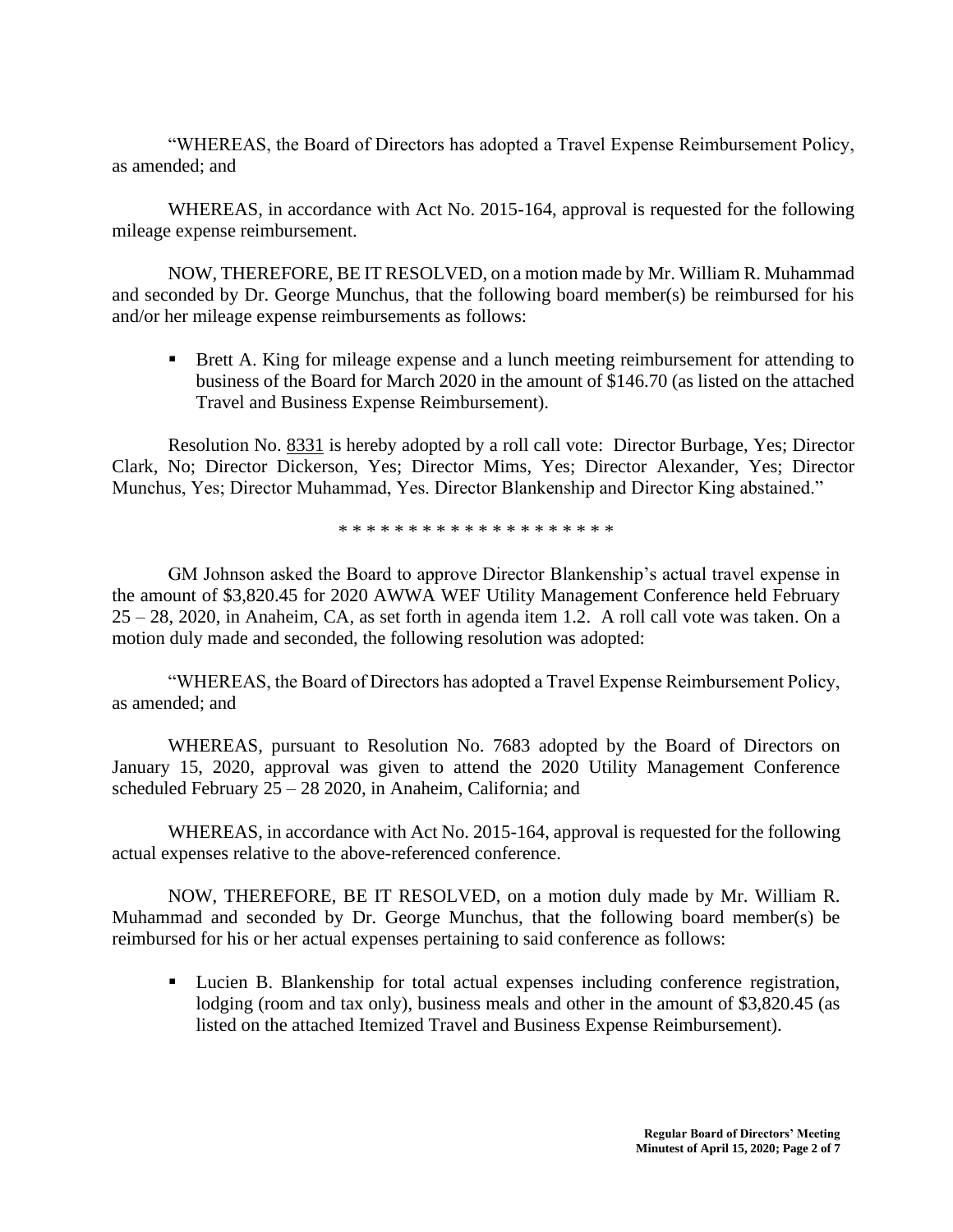"WHEREAS, the Board of Directors has adopted a Travel Expense Reimbursement Policy, as amended; and

WHEREAS, in accordance with Act No. 2015-164, approval is requested for the following mileage expense reimbursement.

NOW, THEREFORE, BE IT RESOLVED, on a motion made by Mr. William R. Muhammad and seconded by Dr. George Munchus, that the following board member(s) be reimbursed for his and/or her mileage expense reimbursements as follows:

- Brett A. King for mileage expense and a lunch meeting reimbursement for attending to business of the Board for March 2020 in the amount of $146.70 (as listed on the attached Travel and Business Expense Reimbursement).

Resolution No. 8331 is hereby adopted by a roll call vote: Director Burbage, Yes; Director Clark, No; Director Dickerson, Yes; Director Mims, Yes; Director Alexander, Yes; Director Munchus, Yes; Director Muhammad, Yes. Director Blankenship and Director King abstained."

* * * * * * * * * * * * * * * * * * * *

GM Johnson asked the Board to approve Director Blankenship's actual travel expense in the amount of $3,820.45 for 2020 AWWA WEF Utility Management Conference held February 25 – 28, 2020, in Anaheim, CA, as set forth in agenda item 1.2. A roll call vote was taken. On a motion duly made and seconded, the following resolution was adopted:

"WHEREAS, the Board of Directors has adopted a Travel Expense Reimbursement Policy, as amended; and

WHEREAS, pursuant to Resolution No. 7683 adopted by the Board of Directors on January 15, 2020, approval was given to attend the 2020 Utility Management Conference scheduled February 25 – 28 2020, in Anaheim, California; and

WHEREAS, in accordance with Act No. 2015-164, approval is requested for the following actual expenses relative to the above-referenced conference.

NOW, THEREFORE, BE IT RESOLVED, on a motion duly made by Mr. William R. Muhammad and seconded by Dr. George Munchus, that the following board member(s) be reimbursed for his or her actual expenses pertaining to said conference as follows:

- Lucien B. Blankenship for total actual expenses including conference registration, lodging (room and tax only), business meals and other in the amount of $3,820.45 (as listed on the attached Itemized Travel and Business Expense Reimbursement).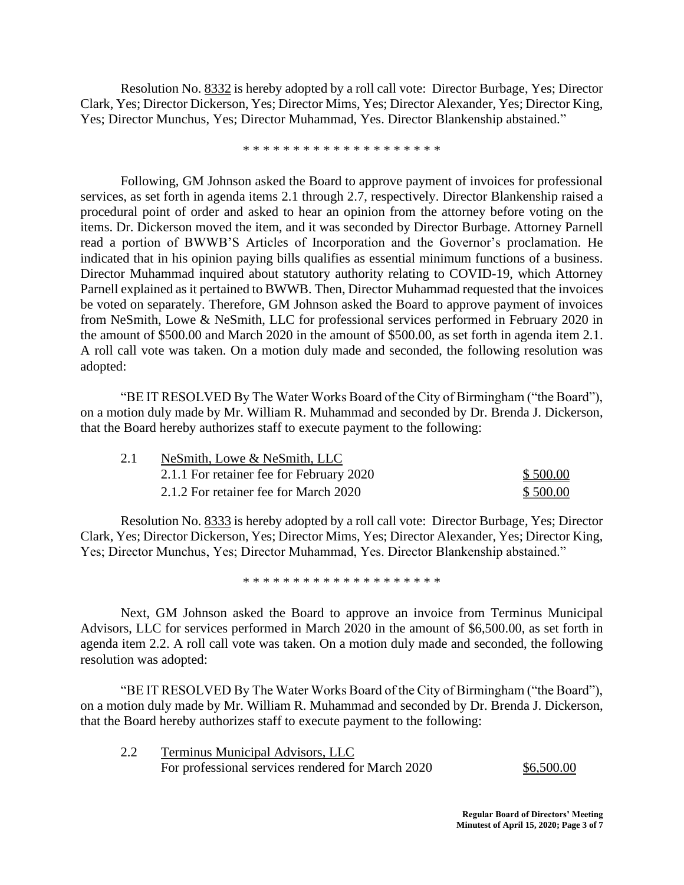Resolution No. 8332 is hereby adopted by a roll call vote: Director Burbage, Yes; Director Clark, Yes; Director Dickerson, Yes; Director Mims, Yes; Director Alexander, Yes; Director King, Yes; Director Munchus, Yes; Director Muhammad, Yes. Director Blankenship abstained."

* * * * * * * * * * * * * * * * * * * *

Following, GM Johnson asked the Board to approve payment of invoices for professional services, as set forth in agenda items 2.1 through 2.7, respectively. Director Blankenship raised a procedural point of order and asked to hear an opinion from the attorney before voting on the items. Dr. Dickerson moved the item, and it was seconded by Director Burbage. Attorney Parnell read a portion of BWWB'S Articles of Incorporation and the Governor's proclamation. He indicated that in his opinion paying bills qualifies as essential minimum functions of a business. Director Muhammad inquired about statutory authority relating to COVID-19, which Attorney Parnell explained as it pertained to BWWB. Then, Director Muhammad requested that the invoices be voted on separately. Therefore, GM Johnson asked the Board to approve payment of invoices from NeSmith, Lowe & NeSmith, LLC for professional services performed in February 2020 in the amount of $500.00 and March 2020 in the amount of $500.00, as set forth in agenda item 2.1. A roll call vote was taken. On a motion duly made and seconded, the following resolution was adopted:

"BE IT RESOLVED By The Water Works Board of the City of Birmingham ("the Board"), on a motion duly made by Mr. William R. Muhammad and seconded by Dr. Brenda J. Dickerson, that the Board hereby authorizes staff to execute payment to the following:

| | | |
|---|---|---|
| 2.1 | NeSmith, Lowe & NeSmith, LLC | |
| | 2.1.1 For retainer fee for February 2020 | $ 500.00 |
| | 2.1.2 For retainer fee for March 2020 | $ 500.00 |

Resolution No. 8333 is hereby adopted by a roll call vote: Director Burbage, Yes; Director Clark, Yes; Director Dickerson, Yes; Director Mims, Yes; Director Alexander, Yes; Director King, Yes; Director Munchus, Yes; Director Muhammad, Yes. Director Blankenship abstained."

* * * * * * * * * * * * * * * * * * * *

Next, GM Johnson asked the Board to approve an invoice from Terminus Municipal Advisors, LLC for services performed in March 2020 in the amount of $6,500.00, as set forth in agenda item 2.2. A roll call vote was taken. On a motion duly made and seconded, the following resolution was adopted:

"BE IT RESOLVED By The Water Works Board of the City of Birmingham ("the Board"), on a motion duly made by Mr. William R. Muhammad and seconded by Dr. Brenda J. Dickerson, that the Board hereby authorizes staff to execute payment to the following:

| | | |
|---|---|---|
| 2.2 | Terminus Municipal Advisors, LLC | |
| | For professional services rendered for March 2020 | $6,500.00 |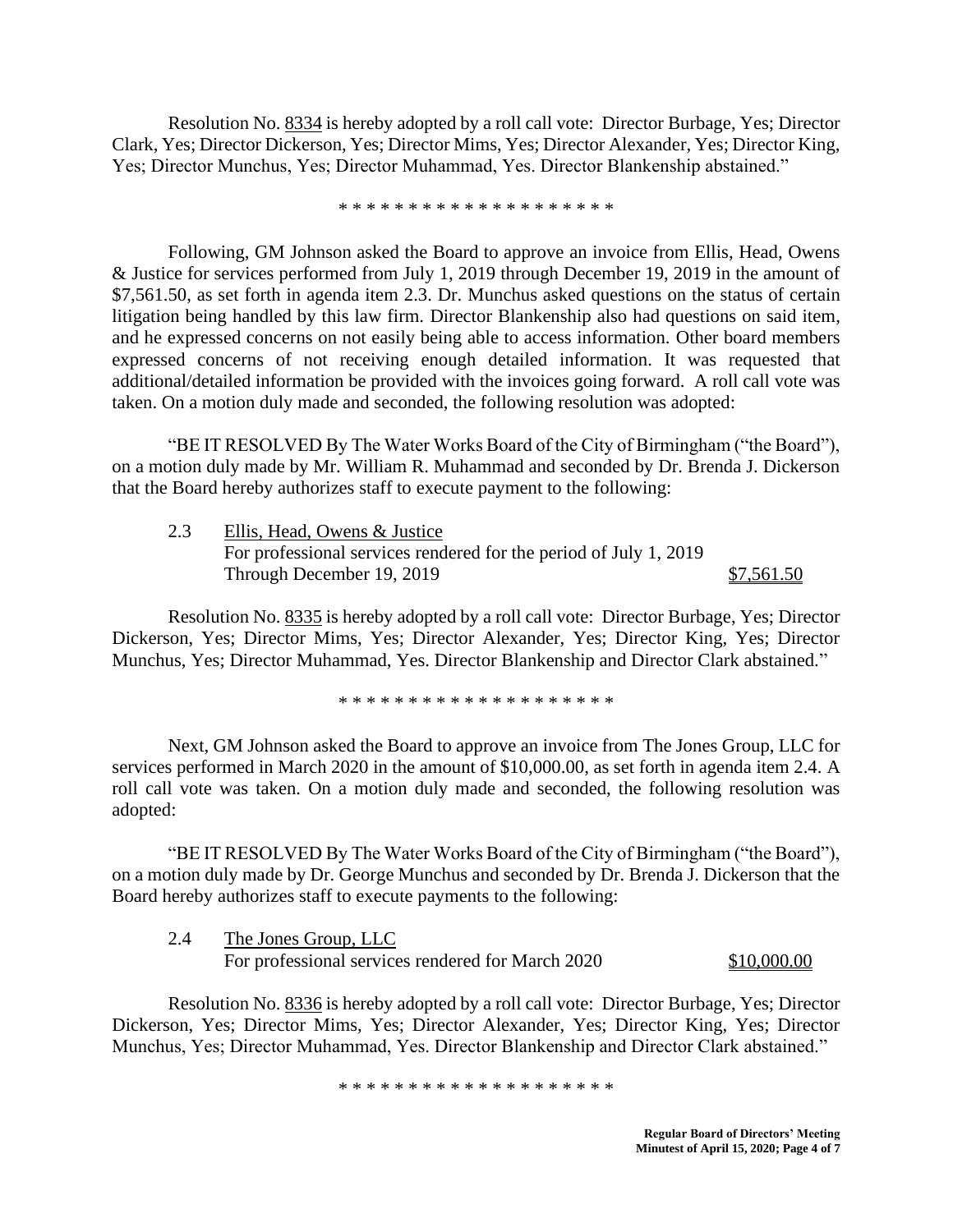Resolution No. 8334 is hereby adopted by a roll call vote: Director Burbage, Yes; Director Clark, Yes; Director Dickerson, Yes; Director Mims, Yes; Director Alexander, Yes; Director King, Yes; Director Munchus, Yes; Director Muhammad, Yes. Director Blankenship abstained."

\* \* \* \* \* \* \* \* \* \* \* \* \* \* \* \* \* \* \* \*

Following, GM Johnson asked the Board to approve an invoice from Ellis, Head, Owens & Justice for services performed from July 1, 2019 through December 19, 2019 in the amount of $7,561.50, as set forth in agenda item 2.3. Dr. Munchus asked questions on the status of certain litigation being handled by this law firm. Director Blankenship also had questions on said item, and he expressed concerns on not easily being able to access information. Other board members expressed concerns of not receiving enough detailed information. It was requested that additional/detailed information be provided with the invoices going forward. A roll call vote was taken. On a motion duly made and seconded, the following resolution was adopted:

"BE IT RESOLVED By The Water Works Board of the City of Birmingham ("the Board"), on a motion duly made by Mr. William R. Muhammad and seconded by Dr. Brenda J. Dickerson that the Board hereby authorizes staff to execute payment to the following:

2.3 Ellis, Head, Owens & Justice
For professional services rendered for the period of July 1, 2019
Through December 19, 2019 — $7,561.50

Resolution No. 8335 is hereby adopted by a roll call vote: Director Burbage, Yes; Director Dickerson, Yes; Director Mims, Yes; Director Alexander, Yes; Director King, Yes; Director Munchus, Yes; Director Muhammad, Yes. Director Blankenship and Director Clark abstained."

\* \* \* \* \* \* \* \* \* \* \* \* \* \* \* \* \* \* \* \*

Next, GM Johnson asked the Board to approve an invoice from The Jones Group, LLC for services performed in March 2020 in the amount of $10,000.00, as set forth in agenda item 2.4. A roll call vote was taken. On a motion duly made and seconded, the following resolution was adopted:

"BE IT RESOLVED By The Water Works Board of the City of Birmingham ("the Board"), on a motion duly made by Dr. George Munchus and seconded by Dr. Brenda J. Dickerson that the Board hereby authorizes staff to execute payments to the following:

2.4 The Jones Group, LLC
For professional services rendered for March 2020 — $10,000.00

Resolution No. 8336 is hereby adopted by a roll call vote: Director Burbage, Yes; Director Dickerson, Yes; Director Mims, Yes; Director Alexander, Yes; Director King, Yes; Director Munchus, Yes; Director Muhammad, Yes. Director Blankenship and Director Clark abstained."

\* \* \* \* \* \* \* \* \* \* \* \* \* \* \* \* \* \* \* \*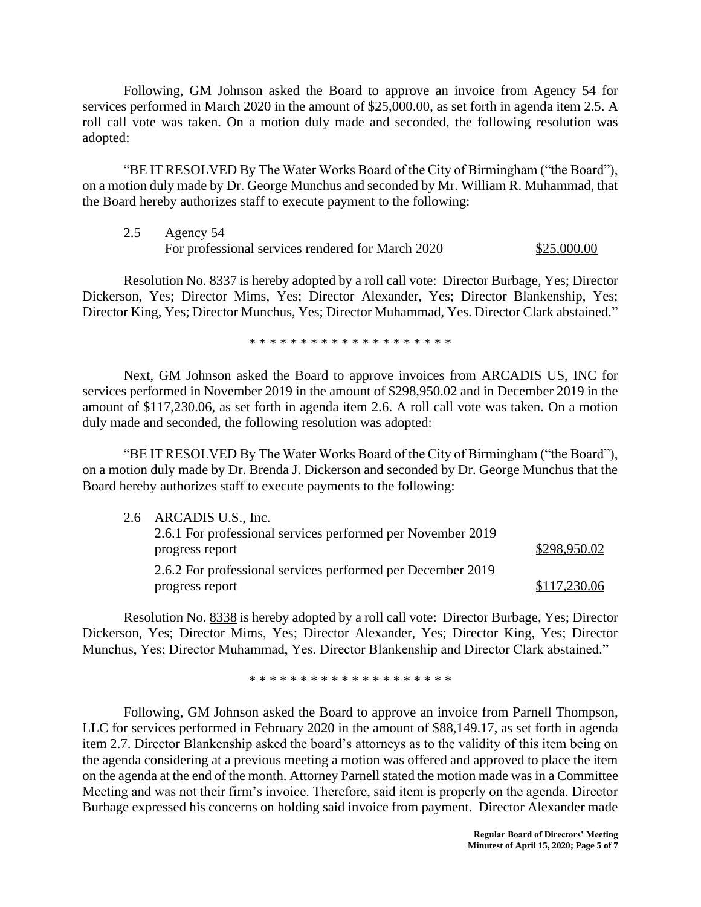Following, GM Johnson asked the Board to approve an invoice from Agency 54 for services performed in March 2020 in the amount of $25,000.00, as set forth in agenda item 2.5. A roll call vote was taken. On a motion duly made and seconded, the following resolution was adopted:

"BE IT RESOLVED By The Water Works Board of the City of Birmingham ("the Board"), on a motion duly made by Dr. George Munchus and seconded by Mr. William R. Muhammad, that the Board hereby authorizes staff to execute payment to the following:

2.5 Agency 54
For professional services rendered for March 2020 $25,000.00

Resolution No. 8337 is hereby adopted by a roll call vote: Director Burbage, Yes; Director Dickerson, Yes; Director Mims, Yes; Director Alexander, Yes; Director Blankenship, Yes; Director King, Yes; Director Munchus, Yes; Director Muhammad, Yes. Director Clark abstained."

* * * * * * * * * * * * * * * * * * * *

Next, GM Johnson asked the Board to approve invoices from ARCADIS US, INC for services performed in November 2019 in the amount of $298,950.02 and in December 2019 in the amount of $117,230.06, as set forth in agenda item 2.6. A roll call vote was taken. On a motion duly made and seconded, the following resolution was adopted:

"BE IT RESOLVED By The Water Works Board of the City of Birmingham ("the Board"), on a motion duly made by Dr. Brenda J. Dickerson and seconded by Dr. George Munchus that the Board hereby authorizes staff to execute payments to the following:

2.6 ARCADIS U.S., Inc.
2.6.1 For professional services performed per November 2019 progress report $298,950.02
2.6.2 For professional services performed per December 2019 progress report $117,230.06

Resolution No. 8338 is hereby adopted by a roll call vote: Director Burbage, Yes; Director Dickerson, Yes; Director Mims, Yes; Director Alexander, Yes; Director King, Yes; Director Munchus, Yes; Director Muhammad, Yes. Director Blankenship and Director Clark abstained."

* * * * * * * * * * * * * * * * * * * *

Following, GM Johnson asked the Board to approve an invoice from Parnell Thompson, LLC for services performed in February 2020 in the amount of $88,149.17, as set forth in agenda item 2.7. Director Blankenship asked the board's attorneys as to the validity of this item being on the agenda considering at a previous meeting a motion was offered and approved to place the item on the agenda at the end of the month. Attorney Parnell stated the motion made was in a Committee Meeting and was not their firm's invoice. Therefore, said item is properly on the agenda. Director Burbage expressed his concerns on holding said invoice from payment. Director Alexander made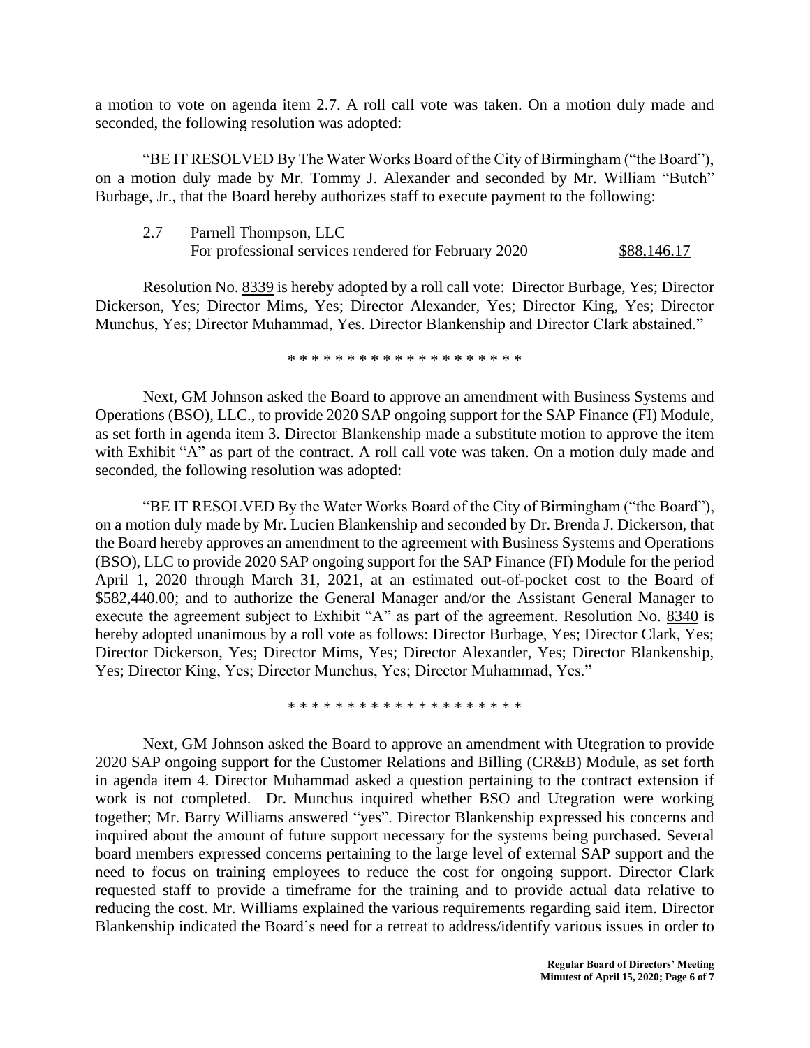a motion to vote on agenda item 2.7. A roll call vote was taken. On a motion duly made and seconded, the following resolution was adopted:

"BE IT RESOLVED By The Water Works Board of the City of Birmingham ("the Board"), on a motion duly made by Mr. Tommy J. Alexander and seconded by Mr. William "Butch" Burbage, Jr., that the Board hereby authorizes staff to execute payment to the following:

2.7 Parnell Thompson, LLC
For professional services rendered for February 2020 $88,146.17

Resolution No. 8339 is hereby adopted by a roll call vote: Director Burbage, Yes; Director Dickerson, Yes; Director Mims, Yes; Director Alexander, Yes; Director King, Yes; Director Munchus, Yes; Director Muhammad, Yes. Director Blankenship and Director Clark abstained."

* * * * * * * * * * * * * * * * * * * *

Next, GM Johnson asked the Board to approve an amendment with Business Systems and Operations (BSO), LLC., to provide 2020 SAP ongoing support for the SAP Finance (FI) Module, as set forth in agenda item 3. Director Blankenship made a substitute motion to approve the item with Exhibit "A" as part of the contract. A roll call vote was taken. On a motion duly made and seconded, the following resolution was adopted:

"BE IT RESOLVED By the Water Works Board of the City of Birmingham ("the Board"), on a motion duly made by Mr. Lucien Blankenship and seconded by Dr. Brenda J. Dickerson, that the Board hereby approves an amendment to the agreement with Business Systems and Operations (BSO), LLC to provide 2020 SAP ongoing support for the SAP Finance (FI) Module for the period April 1, 2020 through March 31, 2021, at an estimated out-of-pocket cost to the Board of $582,440.00; and to authorize the General Manager and/or the Assistant General Manager to execute the agreement subject to Exhibit "A" as part of the agreement. Resolution No. 8340 is hereby adopted unanimous by a roll vote as follows: Director Burbage, Yes; Director Clark, Yes; Director Dickerson, Yes; Director Mims, Yes; Director Alexander, Yes; Director Blankenship, Yes; Director King, Yes; Director Munchus, Yes; Director Muhammad, Yes."

* * * * * * * * * * * * * * * * * * * *

Next, GM Johnson asked the Board to approve an amendment with Utegration to provide 2020 SAP ongoing support for the Customer Relations and Billing (CR&B) Module, as set forth in agenda item 4. Director Muhammad asked a question pertaining to the contract extension if work is not completed. Dr. Munchus inquired whether BSO and Utegration were working together; Mr. Barry Williams answered "yes". Director Blankenship expressed his concerns and inquired about the amount of future support necessary for the systems being purchased. Several board members expressed concerns pertaining to the large level of external SAP support and the need to focus on training employees to reduce the cost for ongoing support. Director Clark requested staff to provide a timeframe for the training and to provide actual data relative to reducing the cost. Mr. Williams explained the various requirements regarding said item. Director Blankenship indicated the Board's need for a retreat to address/identify various issues in order to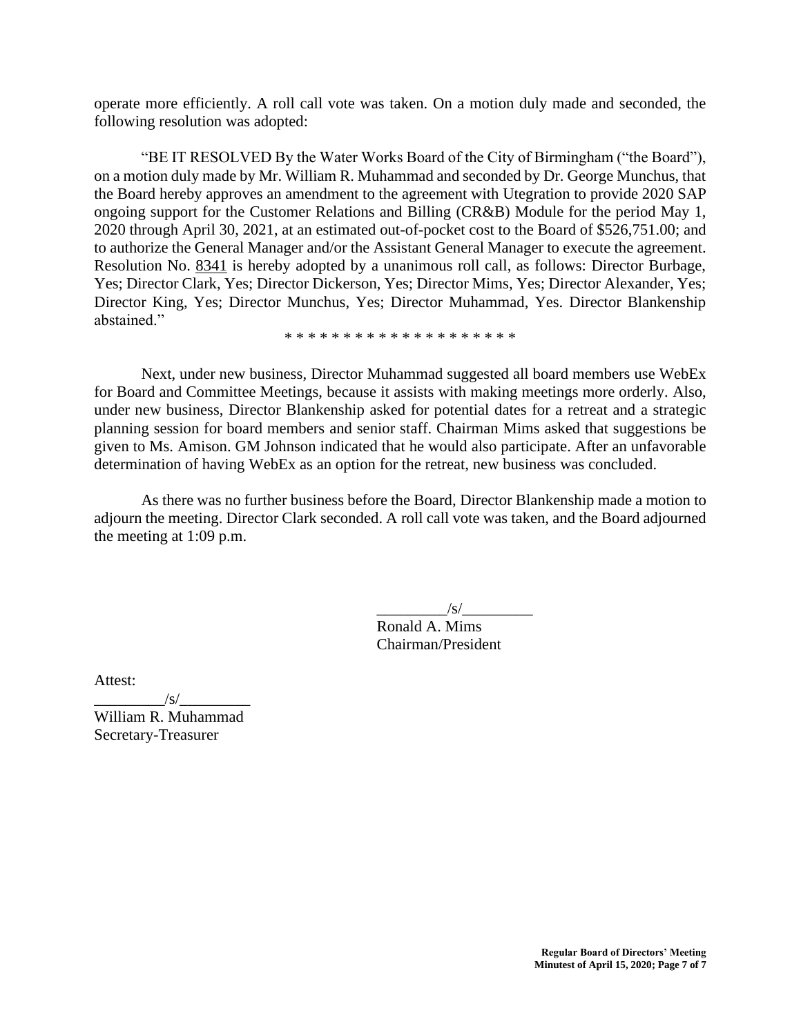operate more efficiently. A roll call vote was taken. On a motion duly made and seconded, the following resolution was adopted:

"BE IT RESOLVED By the Water Works Board of the City of Birmingham ("the Board"), on a motion duly made by Mr. William R. Muhammad and seconded by Dr. George Munchus, that the Board hereby approves an amendment to the agreement with Utegration to provide 2020 SAP ongoing support for the Customer Relations and Billing (CR&B) Module for the period May 1, 2020 through April 30, 2021, at an estimated out-of-pocket cost to the Board of $526,751.00; and to authorize the General Manager and/or the Assistant General Manager to execute the agreement. Resolution No. 8341 is hereby adopted by a unanimous roll call, as follows: Director Burbage, Yes; Director Clark, Yes; Director Dickerson, Yes; Director Mims, Yes; Director Alexander, Yes; Director King, Yes; Director Munchus, Yes; Director Muhammad, Yes. Director Blankenship abstained."

* * * * * * * * * * * * * * * * * * * *

Next, under new business, Director Muhammad suggested all board members use WebEx for Board and Committee Meetings, because it assists with making meetings more orderly. Also, under new business, Director Blankenship asked for potential dates for a retreat and a strategic planning session for board members and senior staff. Chairman Mims asked that suggestions be given to Ms. Amison. GM Johnson indicated that he would also participate. After an unfavorable determination of having WebEx as an option for the retreat, new business was concluded.

As there was no further business before the Board, Director Blankenship made a motion to adjourn the meeting. Director Clark seconded. A roll call vote was taken, and the Board adjourned the meeting at 1:09 p.m.

_________/s/_________
Ronald A. Mims
Chairman/President

Attest:

_________/s/_________
William R. Muhammad
Secretary-Treasurer